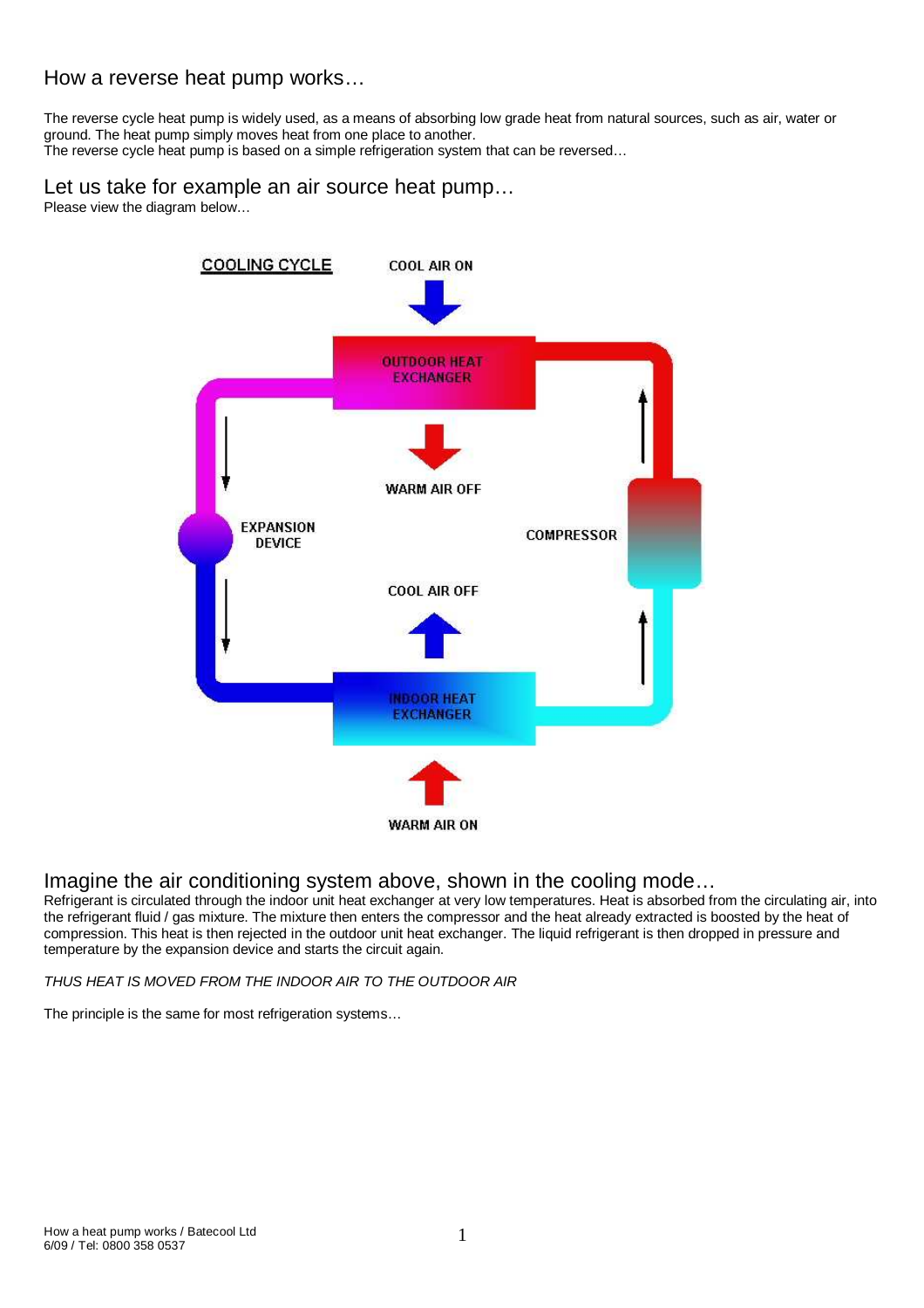# How a reverse heat pump works…

The reverse cycle heat pump is widely used, as a means of absorbing low grade heat from natural sources, such as air, water or ground. The heat pump simply moves heat from one place to another.
The reverse cycle heat pump is based on a simple refrigeration system that can be reversed…

## Let us take for example an air source heat pump…

Please view the diagram below…

COOLING CYCLE

COOL AIR ON

OUTDOOR HEAT EXCHANGER

WARM AIR OFF

EXPANSION DEVICE

COMPRESSOR

COOL AIR OFF

INDOOR HEAT EXCHANGER

WARM AIR ON

## Imagine the air conditioning system above, shown in the cooling mode…

Refrigerant is circulated through the indoor unit heat exchanger at very low temperatures. Heat is absorbed from the circulating air, into the refrigerant fluid / gas mixture. The mixture then enters the compressor and the heat already extracted is boosted by the heat of compression. This heat is then rejected in the outdoor unit heat exchanger. The liquid refrigerant is then dropped in pressure and temperature by the expansion device and starts the circuit again.

*THUS HEAT IS MOVED FROM THE INDOOR AIR TO THE OUTDOOR AIR*

The principle is the same for most refrigeration systems…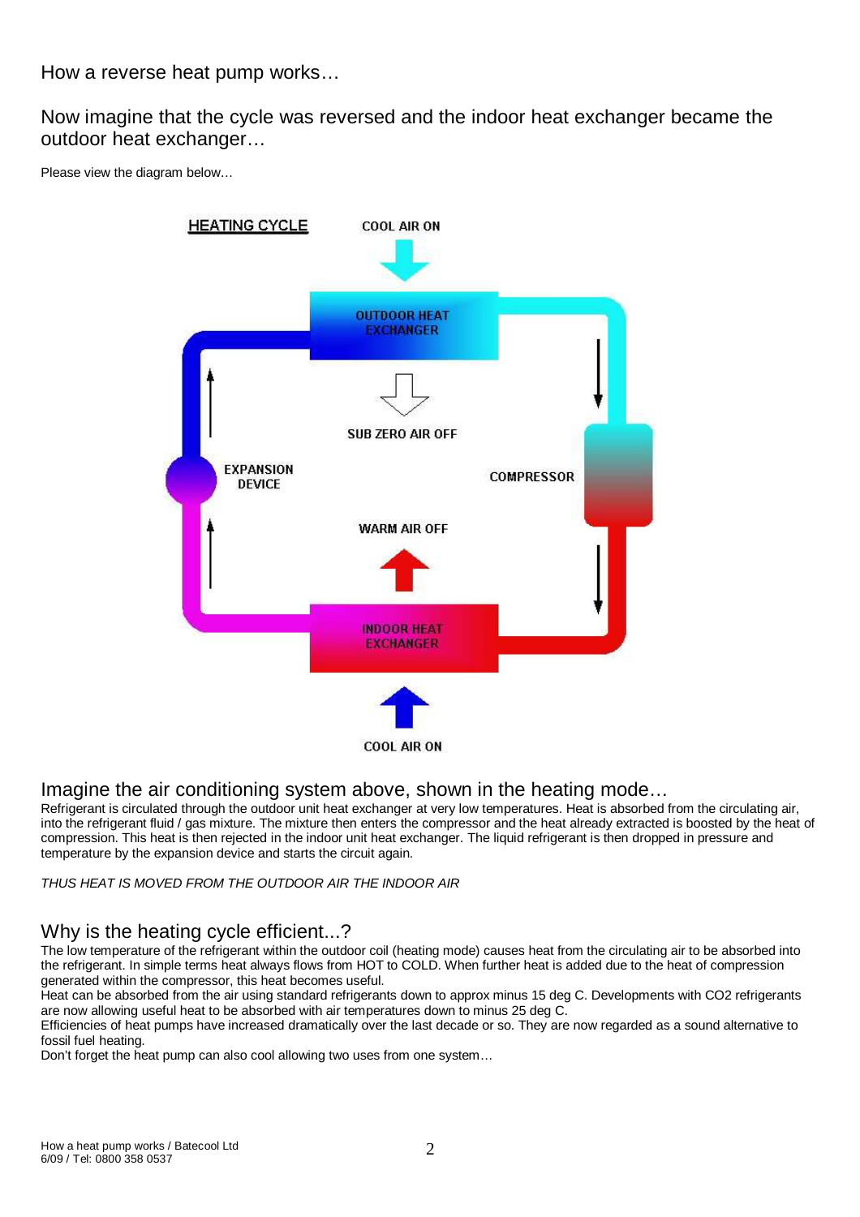How a reverse heat pump works…

Now imagine that the cycle was reversed and the indoor heat exchanger became the outdoor heat exchanger…

Please view the diagram below…

HEATING CYCLE

COOL AIR ON

OUTDOOR HEAT EXCHANGER

SUB ZERO AIR OFF

EXPANSION DEVICE

COMPRESSOR

WARM AIR OFF

INDOOR HEAT EXCHANGER

COOL AIR ON

## Imagine the air conditioning system above, shown in the heating mode…

Refrigerant is circulated through the outdoor unit heat exchanger at very low temperatures. Heat is absorbed from the circulating air, into the refrigerant fluid / gas mixture. The mixture then enters the compressor and the heat already extracted is boosted by the heat of compression. This heat is then rejected in the indoor unit heat exchanger. The liquid refrigerant is then dropped in pressure and temperature by the expansion device and starts the circuit again.

*THUS HEAT IS MOVED FROM THE OUTDOOR AIR THE INDOOR AIR*

## Why is the heating cycle efficient...?

The low temperature of the refrigerant within the outdoor coil (heating mode) causes heat from the circulating air to be absorbed into the refrigerant. In simple terms heat always flows from HOT to COLD. When further heat is added due to the heat of compression generated within the compressor, this heat becomes useful.

Heat can be absorbed from the air using standard refrigerants down to approx minus 15 deg C. Developments with $CO_2$ refrigerants are now allowing useful heat to be absorbed with air temperatures down to minus 25 deg C.

Efficiencies of heat pumps have increased dramatically over the last decade or so. They are now regarded as a sound alternative to fossil fuel heating.

Don't forget the heat pump can also cool allowing two uses from one system…